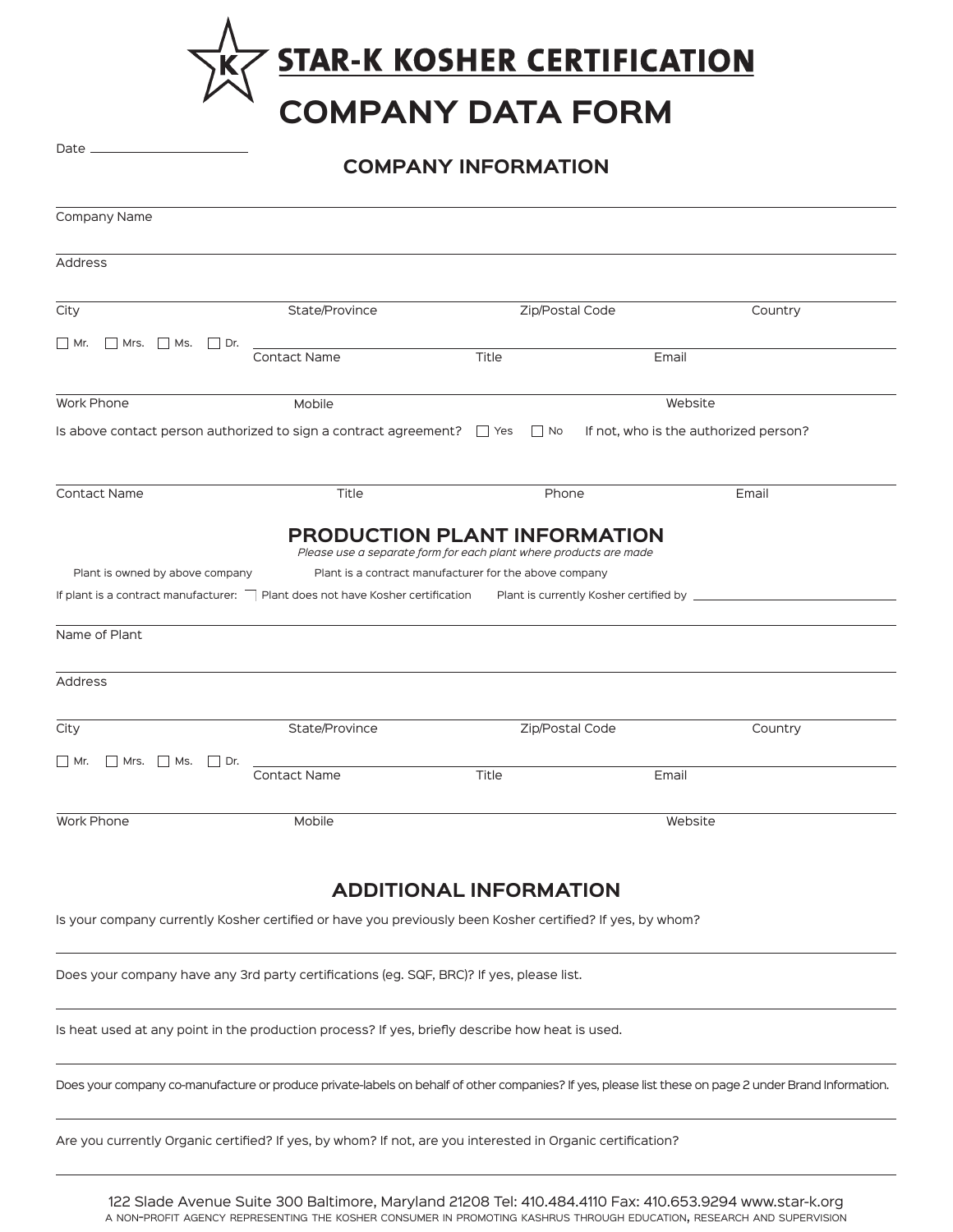# STAR-K KOSHER CERTIFICATION

# COMPANY DATA FORM

Date ______________________

## COMPANY INFORMATION

Company Name

Address

City | State/Province | Zip/Postal Code | Country

☐ Mr. ☐ Mrs. ☐ Ms. ☐ Dr. Contact Name | Title | Email

Work Phone | Mobile | Website

Is above contact person authorized to sign a contract agreement? ☐ Yes ☐ No If not, who is the authorized person?

Contact Name | Title | Phone | Email

## PRODUCTION PLANT INFORMATION

*Please use a separate form for each plant where products are made*

Plant is owned by above company Plant is a contract manufacturer for the above company

If plant is a contract manufacturer: ☐ Plant does not have Kosher certification Plant is currently Kosher certified by ______________________

Name of Plant

Address

City | State/Province | Zip/Postal Code | Country

☐ Mr. ☐ Mrs. ☐ Ms. ☐ Dr. Contact Name | Title | Email

Work Phone | Mobile | Website

## ADDITIONAL INFORMATION

Is your company currently Kosher certified or have you previously been Kosher certified? If yes, by whom?

Does your company have any 3rd party certifications (eg. SQF, BRC)? If yes, please list.

Is heat used at any point in the production process? If yes, briefly describe how heat is used.

Does your company co-manufacture or produce private-labels on behalf of other companies? If yes, please list these on page 2 under Brand Information.

Are you currently Organic certified? If yes, by whom? If not, are you interested in Organic certification?

122 Slade Avenue Suite 300 Baltimore, Maryland 21208 Tel: 410.484.4110 Fax: 410.653.9294 www.star-k.org

A NON-PROFIT AGENCY REPRESENTING THE KOSHER CONSUMER IN PROMOTING KASHRUS THROUGH EDUCATION, RESEARCH AND SUPERVISION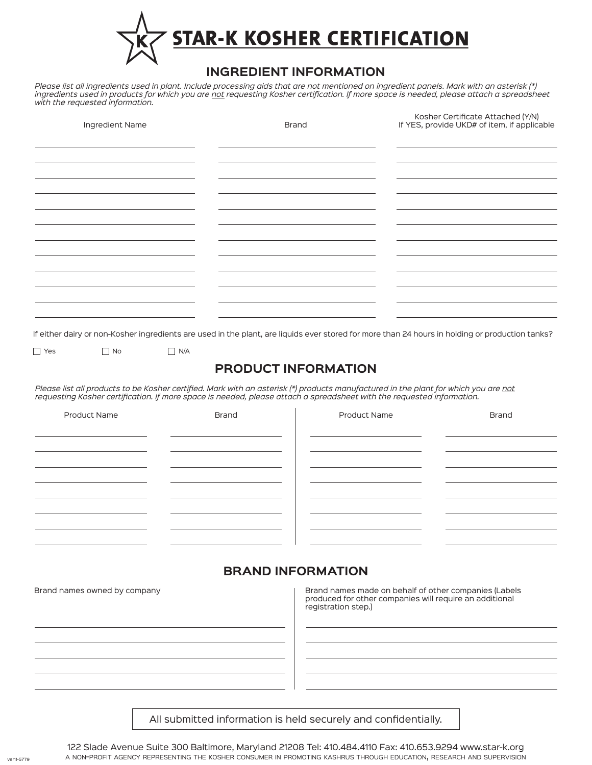# STAR-K KOSHER CERTIFICATION

## INGREDIENT INFORMATION

*Please list all ingredients used in plant. Include processing aids that are not mentioned on ingredient panels. Mark with an asterisk (*) ingredients used in products for which you are not requesting Kosher certification. If more space is needed, please attach a spreadsheet with the requested information.*

| Ingredient Name | Brand | Kosher Certificate Attached (Y/N) If YES, provide UKD# of item, if applicable |
|---|---|---|
| | | |
| | | |
| | | |
| | | |
| | | |
| | | |
| | | |
| | | |
| | | |
| | | |
| | | |
| | | |

If either dairy or non-Kosher ingredients are used in the plant, are liquids ever stored for more than 24 hours in holding or production tanks?

☐ Yes ☐ No ☐ N/A

## PRODUCT INFORMATION

*Please list all products to be Kosher certified. Mark with an asterisk (*) products manufactured in the plant for which you are not requesting Kosher certification. If more space is needed, please attach a spreadsheet with the requested information.*

| Product Name | Brand | Product Name | Brand |
|---|---|---|---|
| | | | |
| | | | |
| | | | |
| | | | |
| | | | |
| | | | |
| | | | |
| | | | |

## BRAND INFORMATION

| Brand names owned by company | Brand names made on behalf of other companies (Labels produced for other companies will require an additional registration step.) |
|---|---|
| | |
| | |
| | |
| | |
| | |

All submitted information is held securely and confidentially.

122 Slade Avenue Suite 300 Baltimore, Maryland 21208 Tel: 410.484.4110 Fax: 410.653.9294 www.star-k.org

A NON-PROFIT AGENCY REPRESENTING THE KOSHER CONSUMER IN PROMOTING KASHRUS THROUGH EDUCATION, RESEARCH AND SUPERVISION

ver11-5779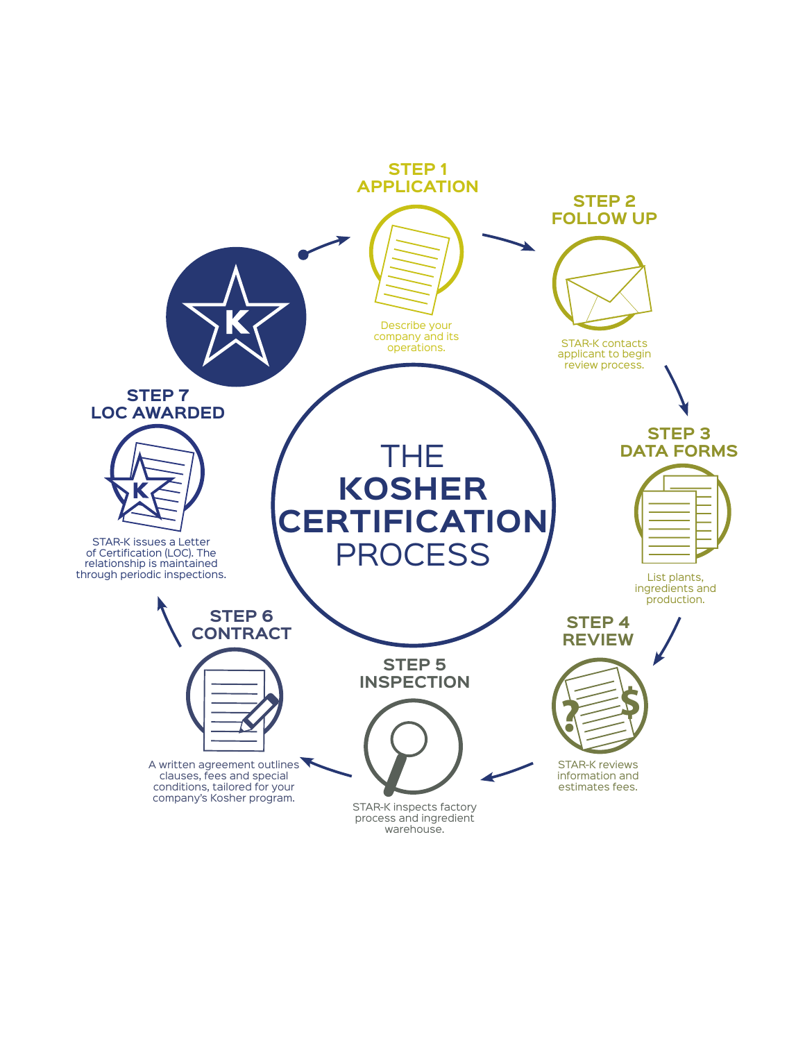# THE KOSHER CERTIFICATION PROCESS

**STEP 1**
**APPLICATION**

Describe your company and its operations.

**STEP 2**
**FOLLOW UP**

STAR-K contacts applicant to begin review process.

**STEP 3**
**DATA FORMS**

List plants, ingredients and production.

**STEP 4**
**REVIEW**

STAR-K reviews information and estimates fees.

**STEP 5**
**INSPECTION**

STAR-K inspects factory process and ingredient warehouse.

**STEP 6**
**CONTRACT**

A written agreement outlines clauses, fees and special conditions, tailored for your company's Kosher program.

**STEP 7**
**LOC AWARDED**

STAR-K issues a Letter of Certification (LOC). The relationship is maintained through periodic inspections.